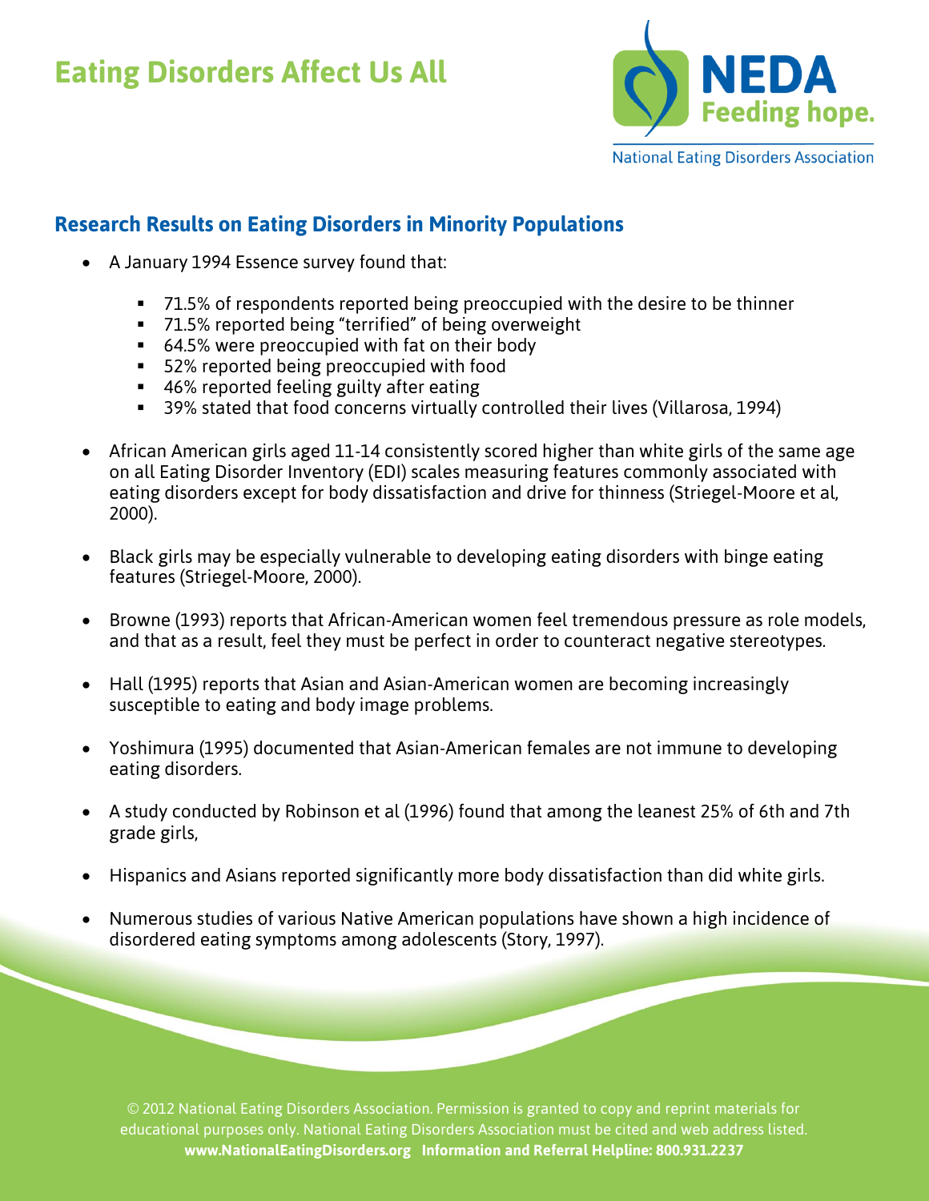# Eating Disorders Affect Us All

NEDA Feeding hope.

National Eating Disorders Association

## Research Results on Eating Disorders in Minority Populations

- A January 1994 Essence survey found that:
  - 71.5% of respondents reported being preoccupied with the desire to be thinner
  - 71.5% reported being "terrified" of being overweight
  - 64.5% were preoccupied with fat on their body
  - 52% reported being preoccupied with food
  - 46% reported feeling guilty after eating
  - 39% stated that food concerns virtually controlled their lives (Villarosa, 1994)

- African American girls aged 11-14 consistently scored higher than white girls of the same age on all Eating Disorder Inventory (EDI) scales measuring features commonly associated with eating disorders except for body dissatisfaction and drive for thinness (Striegel-Moore et al, 2000).

- Black girls may be especially vulnerable to developing eating disorders with binge eating features (Striegel-Moore, 2000).

- Browne (1993) reports that African-American women feel tremendous pressure as role models, and that as a result, feel they must be perfect in order to counteract negative stereotypes.

- Hall (1995) reports that Asian and Asian-American women are becoming increasingly susceptible to eating and body image problems.

- Yoshimura (1995) documented that Asian-American females are not immune to developing eating disorders.

- A study conducted by Robinson et al (1996) found that among the leanest 25% of 6th and 7th grade girls,

- Hispanics and Asians reported significantly more body dissatisfaction than did white girls.

- Numerous studies of various Native American populations have shown a high incidence of disordered eating symptoms among adolescents (Story, 1997).

© 2012 National Eating Disorders Association. Permission is granted to copy and reprint materials for educational purposes only. National Eating Disorders Association must be cited and web address listed. **www.NationalEatingDisorders.org Information and Referral Helpline: 800.931.2237**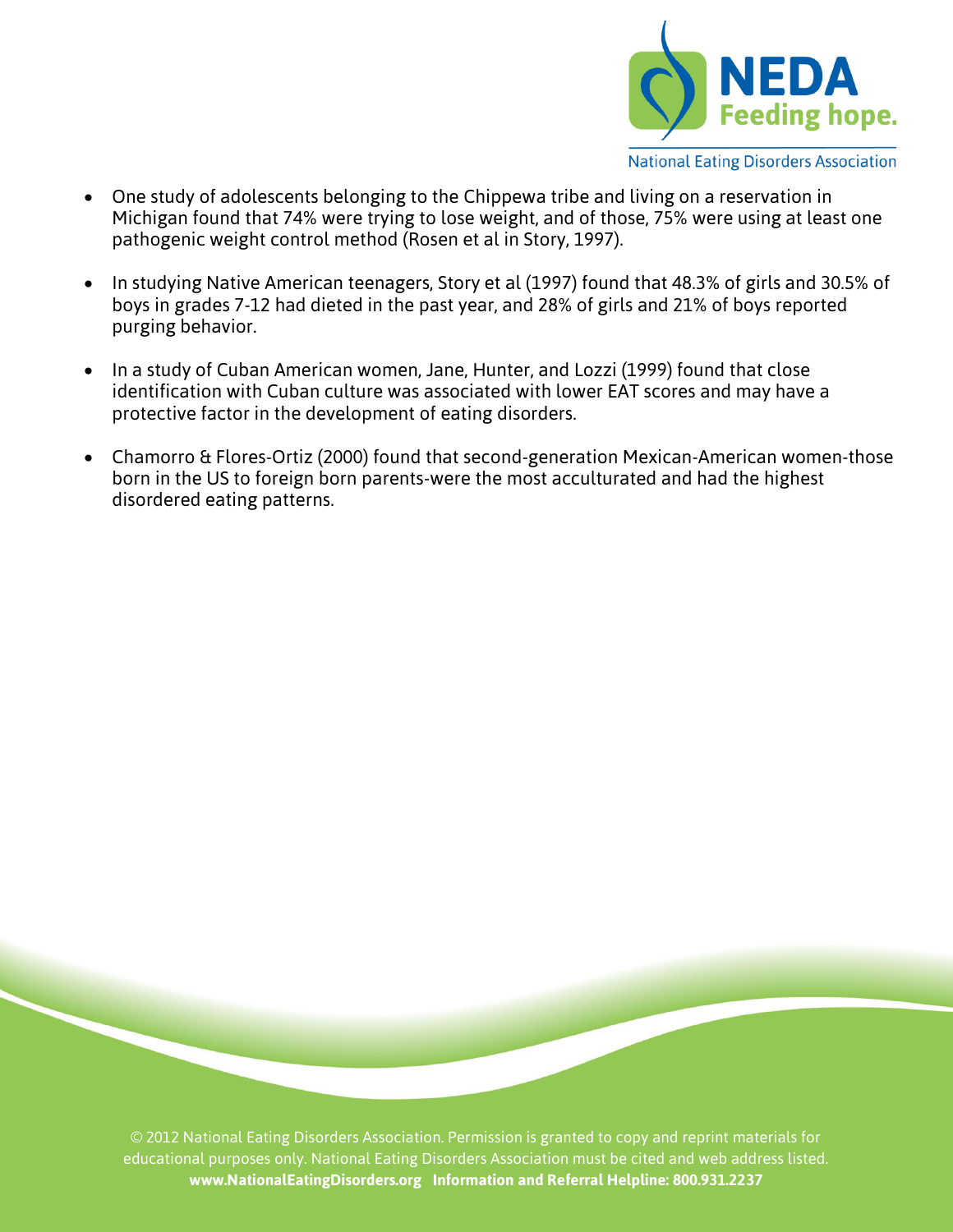- One study of adolescents belonging to the Chippewa tribe and living on a reservation in Michigan found that 74% were trying to lose weight, and of those, 75% were using at least one pathogenic weight control method (Rosen et al in Story, 1997).

- In studying Native American teenagers, Story et al (1997) found that 48.3% of girls and 30.5% of boys in grades 7-12 had dieted in the past year, and 28% of girls and 21% of boys reported purging behavior.

- In a study of Cuban American women, Jane, Hunter, and Lozzi (1999) found that close identification with Cuban culture was associated with lower EAT scores and may have a protective factor in the development of eating disorders.

- Chamorro & Flores-Ortiz (2000) found that second-generation Mexican-American women-those born in the US to foreign born parents-were the most acculturated and had the highest disordered eating patterns.

© 2012 National Eating Disorders Association. Permission is granted to copy and reprint materials for educational purposes only. National Eating Disorders Association must be cited and web address listed.
**www.NationalEatingDisorders.org Information and Referral Helpline: 800.931.2237**